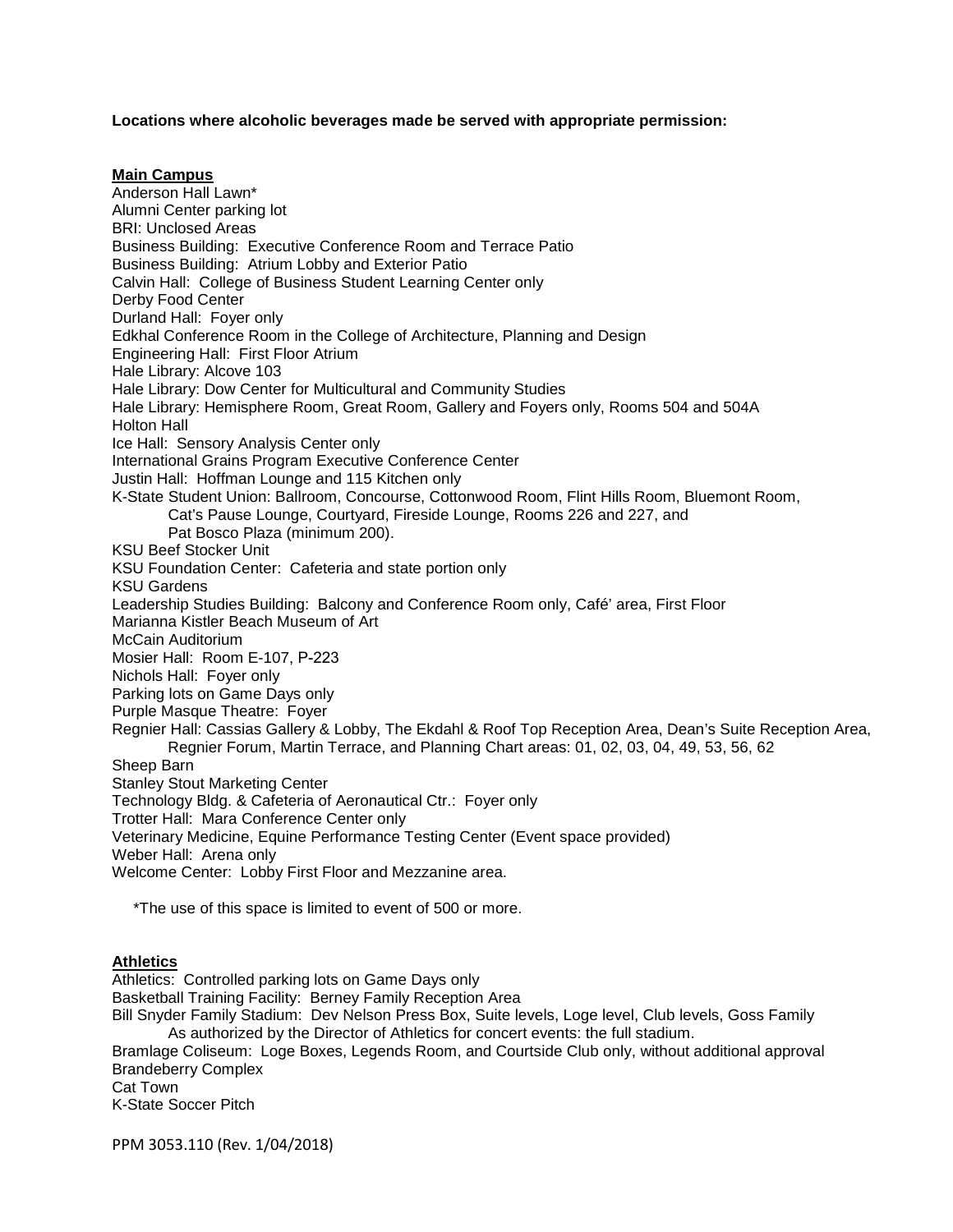**Locations where alcoholic beverages made be served with appropriate permission:**

**Main Campus**

Anderson Hall Lawn*
Alumni Center parking lot
BRI: Unclosed Areas
Business Building: Executive Conference Room and Terrace Patio
Business Building: Atrium Lobby and Exterior Patio
Calvin Hall: College of Business Student Learning Center only
Derby Food Center
Durland Hall: Foyer only
Edkhal Conference Room in the College of Architecture, Planning and Design
Engineering Hall: First Floor Atrium
Hale Library: Alcove 103
Hale Library: Dow Center for Multicultural and Community Studies
Hale Library: Hemisphere Room, Great Room, Gallery and Foyers only, Rooms 504 and 504A
Holton Hall
Ice Hall: Sensory Analysis Center only
International Grains Program Executive Conference Center
Justin Hall: Hoffman Lounge and 115 Kitchen only
K-State Student Union: Ballroom, Concourse, Cottonwood Room, Flint Hills Room, Bluemont Room, Cat's Pause Lounge, Courtyard, Fireside Lounge, Rooms 226 and 227, and Pat Bosco Plaza (minimum 200).
KSU Beef Stocker Unit
KSU Foundation Center: Cafeteria and state portion only
KSU Gardens
Leadership Studies Building: Balcony and Conference Room only, Café' area, First Floor
Marianna Kistler Beach Museum of Art
McCain Auditorium
Mosier Hall: Room E-107, P-223
Nichols Hall: Foyer only
Parking lots on Game Days only
Purple Masque Theatre: Foyer
Regnier Hall: Cassias Gallery & Lobby, The Ekdahl & Roof Top Reception Area, Dean's Suite Reception Area, Regnier Forum, Martin Terrace, and Planning Chart areas: 01, 02, 03, 04, 49, 53, 56, 62
Sheep Barn
Stanley Stout Marketing Center
Technology Bldg. & Cafeteria of Aeronautical Ctr.: Foyer only
Trotter Hall: Mara Conference Center only
Veterinary Medicine, Equine Performance Testing Center (Event space provided)
Weber Hall: Arena only
Welcome Center: Lobby First Floor and Mezzanine area.

*The use of this space is limited to event of 500 or more.

**Athletics**

Athletics: Controlled parking lots on Game Days only
Basketball Training Facility: Berney Family Reception Area
Bill Snyder Family Stadium: Dev Nelson Press Box, Suite levels, Loge level, Club levels, Goss Family As authorized by the Director of Athletics for concert events: the full stadium.
Bramlage Coliseum: Loge Boxes, Legends Room, and Courtside Club only, without additional approval
Brandeberry Complex
Cat Town
K-State Soccer Pitch

PPM 3053.110 (Rev. 1/04/2018)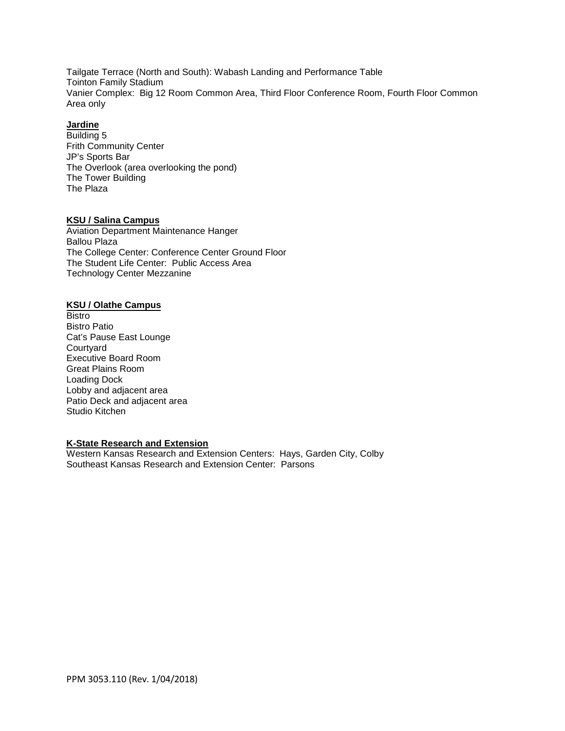Tailgate Terrace (North and South): Wabash Landing and Performance Table
Tointon Family Stadium
Vanier Complex: Big 12 Room Common Area, Third Floor Conference Room, Fourth Floor Common Area only

**Jardine**

Building 5
Frith Community Center
JP's Sports Bar
The Overlook (area overlooking the pond)
The Tower Building
The Plaza

**KSU / Salina Campus**

Aviation Department Maintenance Hanger
Ballou Plaza
The College Center: Conference Center Ground Floor
The Student Life Center: Public Access Area
Technology Center Mezzanine

**KSU / Olathe Campus**

Bistro
Bistro Patio
Cat's Pause East Lounge
Courtyard
Executive Board Room
Great Plains Room
Loading Dock
Lobby and adjacent area
Patio Deck and adjacent area
Studio Kitchen

**K-State Research and Extension**

Western Kansas Research and Extension Centers: Hays, Garden City, Colby
Southeast Kansas Research and Extension Center: Parsons

PPM 3053.110 (Rev. 1/04/2018)